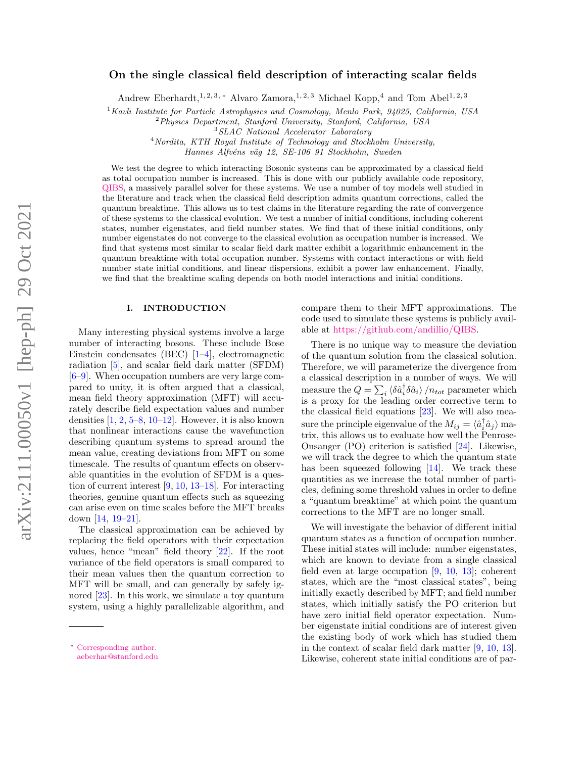# On the single classical field description of interacting scalar fields

Andrew Eberhardt,[1,2,3,*] Alvaro Zamora,[1,2,3] Michael Kopp,[4] and Tom Abel[1,2,3]

[1] *Kavli Institute for Particle Astrophysics and Cosmology, Menlo Park, 94025, California, USA*
[2] *Physics Department, Stanford University, Stanford, California, USA*
[3] *SLAC National Accelerator Laboratory*
[4] *Nordita, KTH Royal Institute of Technology and Stockholm University, Hannes Alfvéns väg 12, SE-106 91 Stockholm, Sweden*

We test the degree to which interacting Bosonic systems can be approximated by a classical field as total occupation number is increased. This is done with our publicly available code repository, QIBS, a massively parallel solver for these systems. We use a number of toy models well studied in the literature and track when the classical field description admits quantum corrections, called the quantum breaktime. This allows us to test claims in the literature regarding the rate of convergence of these systems to the classical evolution. We test a number of initial conditions, including coherent states, number eigenstates, and field number states. We find that of these initial conditions, only number eigenstates do not converge to the classical evolution as occupation number is increased. We find that systems most similar to scalar field dark matter exhibit a logarithmic enhancement in the quantum breaktime with total occupation number. Systems with contact interactions or with field number state initial conditions, and linear dispersions, exhibit a power law enhancement. Finally, we find that the breaktime scaling depends on both model interactions and initial conditions.

## I. INTRODUCTION

Many interesting physical systems involve a large number of interacting bosons. These include Bose Einstein condensates (BEC) [1–4], electromagnetic radiation [5], and scalar field dark matter (SFDM) [6–9]. When occupation numbers are very large compared to unity, it is often argued that a classical, mean field theory approximation (MFT) will accurately describe field expectation values and number densities [1, 2, 5–8, 10–12]. However, it is also known that nonlinear interactions cause the wavefunction describing quantum systems to spread around the mean value, creating deviations from MFT on some timescale. The results of quantum effects on observable quantities in the evolution of SFDM is a question of current interest [9, 10, 13–18]. For interacting theories, genuine quantum effects such as squeezing can arise even on time scales before the MFT breaks down [14, 19–21].

The classical approximation can be achieved by replacing the field operators with their expectation values, hence "mean" field theory [22]. If the root variance of the field operators is small compared to their mean values then the quantum correction to MFT will be small, and can generally by safely ignored [23]. In this work, we simulate a toy quantum system, using a highly parallelizable algorithm, and compare them to their MFT approximations. The code used to simulate these systems is publicly available at https://github.com/andillio/QIBS.

There is no unique way to measure the deviation of the quantum solution from the classical solution. Therefore, we will parameterize the divergence from a classical description in a number of ways. We will measure the $Q = \sum_i \langle \delta\hat{a}_i^\dagger \delta\hat{a}_i \rangle / n_{tot}$ parameter which is a proxy for the leading order corrective term to the classical field equations [23]. We will also measure the principle eigenvalue of the $M_{ij} = \langle \hat{a}_i^\dagger \hat{a}_j \rangle$ matrix, this allows us to evaluate how well the Penrose-Onsanger (PO) criterion is satisfied [24]. Likewise, we will track the degree to which the quantum state has been squeezed following [14]. We track these quantities as we increase the total number of particles, defining some threshold values in order to define a "quantum breaktime" at which point the quantum corrections to the MFT are no longer small.

We will investigate the behavior of different initial quantum states as a function of occupation number. These initial states will include: number eigenstates, which are known to deviate from a single classical field even at large occupation [9, 10, 13]; coherent states, which are the "most classical states", being initially exactly described by MFT; and field number states, which initially satisfy the PO criterion but have zero initial field operator expectation. Number eigenstate initial conditions are of interest given the existing body of work which has studied them in the context of scalar field dark matter [9, 10, 13]. Likewise, coherent state initial conditions are of par-

* Corresponding author. aeberhar@stanford.edu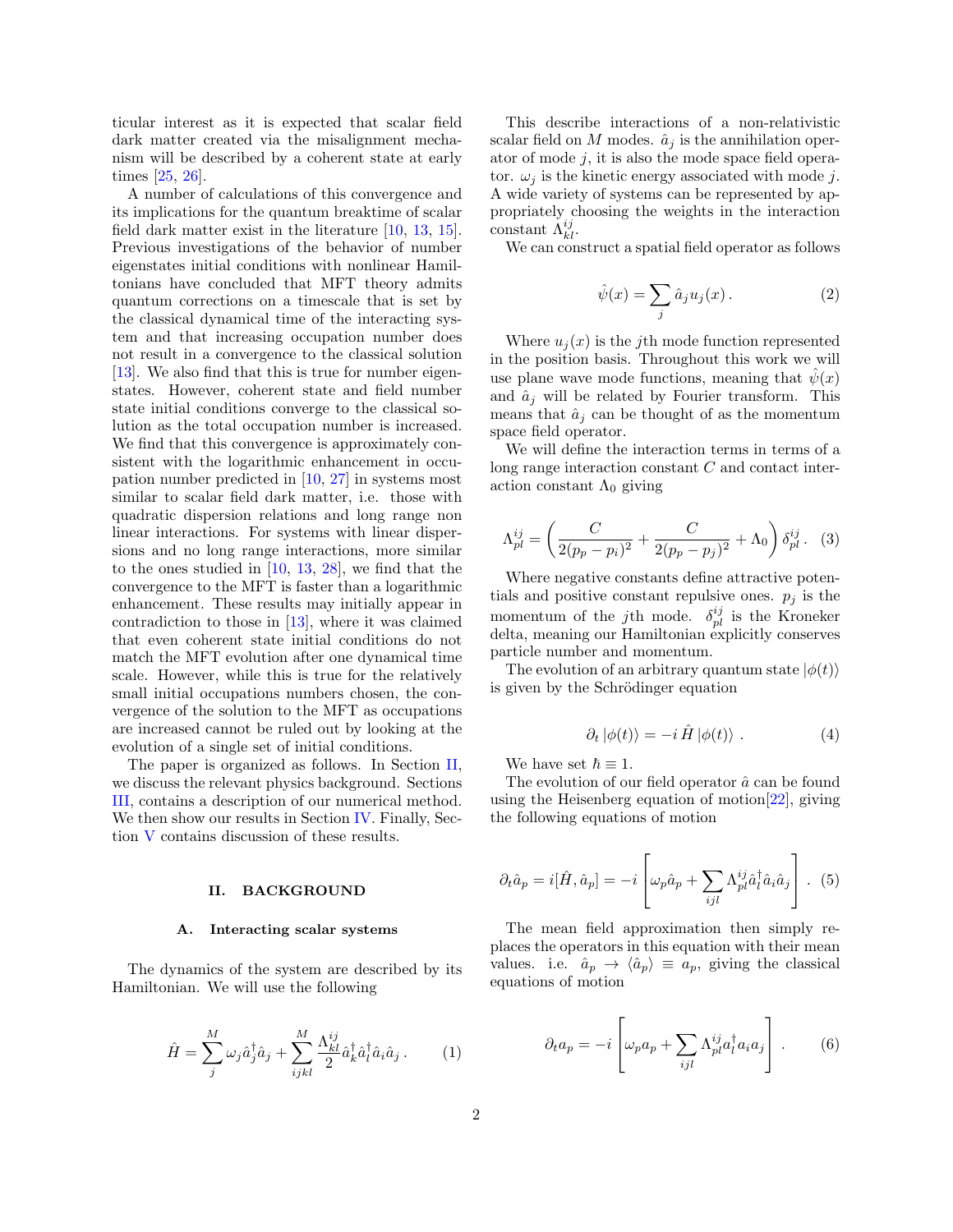ticular interest as it is expected that scalar field dark matter created via the misalignment mechanism will be described by a coherent state at early times [25, 26].

A number of calculations of this convergence and its implications for the quantum breaktime of scalar field dark matter exist in the literature [10, 13, 15]. Previous investigations of the behavior of number eigenstates initial conditions with nonlinear Hamiltonians have concluded that MFT theory admits quantum corrections on a timescale that is set by the classical dynamical time of the interacting system and that increasing occupation number does not result in a convergence to the classical solution [13]. We also find that this is true for number eigenstates. However, coherent state and field number state initial conditions converge to the classical solution as the total occupation number is increased. We find that this convergence is approximately consistent with the logarithmic enhancement in occupation number predicted in [10, 27] in systems most similar to scalar field dark matter, i.e. those with quadratic dispersion relations and long range non linear interactions. For systems with linear dispersions and no long range interactions, more similar to the ones studied in [10, 13, 28], we find that the convergence to the MFT is faster than a logarithmic enhancement. These results may initially appear in contradiction to those in [13], where it was claimed that even coherent state initial conditions do not match the MFT evolution after one dynamical time scale. However, while this is true for the relatively small initial occupations numbers chosen, the convergence of the solution to the MFT as occupations are increased cannot be ruled out by looking at the evolution of a single set of initial conditions.

The paper is organized as follows. In Section II, we discuss the relevant physics background. Sections III, contains a description of our numerical method. We then show our results in Section IV. Finally, Section V contains discussion of these results.

## II. BACKGROUND

### A. Interacting scalar systems

The dynamics of the system are described by its Hamiltonian. We will use the following

$$\hat{H} = \sum_{j}^{M} \omega_j \hat{a}_j^\dagger \hat{a}_j + \sum_{ijkl}^{M} \frac{\Lambda_{kl}^{ij}}{2} \hat{a}_k^\dagger \hat{a}_l^\dagger \hat{a}_i \hat{a}_j \,. \tag{1}$$

This describe interactions of a non-relativistic scalar field on $M$ modes. $\hat{a}_j$ is the annihilation operator of mode $j$, it is also the mode space field operator. $\omega_j$ is the kinetic energy associated with mode $j$. A wide variety of systems can be represented by appropriately choosing the weights in the interaction constant $\Lambda_{kl}^{ij}$.

We can construct a spatial field operator as follows

$$\hat{\psi}(x) = \sum_j \hat{a}_j u_j(x) \,. \tag{2}$$

Where $u_j(x)$ is the $j$th mode function represented in the position basis. Throughout this work we will use plane wave mode functions, meaning that $\hat{\psi}(x)$ and $\hat{a}_j$ will be related by Fourier transform. This means that $\hat{a}_j$ can be thought of as the momentum space field operator.

We will define the interaction terms in terms of a long range interaction constant $C$ and contact interaction constant $\Lambda_0$ giving

$$\Lambda_{pl}^{ij} = \left( \frac{C}{2(p_p - p_i)^2} + \frac{C}{2(p_p - p_j)^2} + \Lambda_0 \right) \delta_{pl}^{ij} \,. \tag{3}$$

Where negative constants define attractive potentials and positive constant repulsive ones. $p_j$ is the momentum of the $j$th mode. $\delta_{pl}^{ij}$ is the Kroneker delta, meaning our Hamiltonian explicitly conserves particle number and momentum.

The evolution of an arbitrary quantum state $|\phi(t)\rangle$ is given by the Schrödinger equation

$$\partial_t \left| \phi(t) \right\rangle = -i \, \hat{H} \left| \phi(t) \right\rangle \,. \tag{4}$$

We have set $\hbar \equiv 1$.

The evolution of our field operator $\hat{a}$ can be found using the Heisenberg equation of motion[22], giving the following equations of motion

$$\partial_t \hat{a}_p = i[\hat{H}, \hat{a}_p] = -i \left[ \omega_p \hat{a}_p + \sum_{ijl} \Lambda_{pl}^{ij} \hat{a}_l^\dagger \hat{a}_i \hat{a}_j \right] \,. \tag{5}$$

The mean field approximation then simply replaces the operators in this equation with their mean values. i.e. $\hat{a}_p \to \langle \hat{a}_p \rangle \equiv a_p$, giving the classical equations of motion

$$\partial_t a_p = -i \left[ \omega_p a_p + \sum_{ijl} \Lambda_{pl}^{ij} a_l^\dagger a_i a_j \right] \,. \tag{6}$$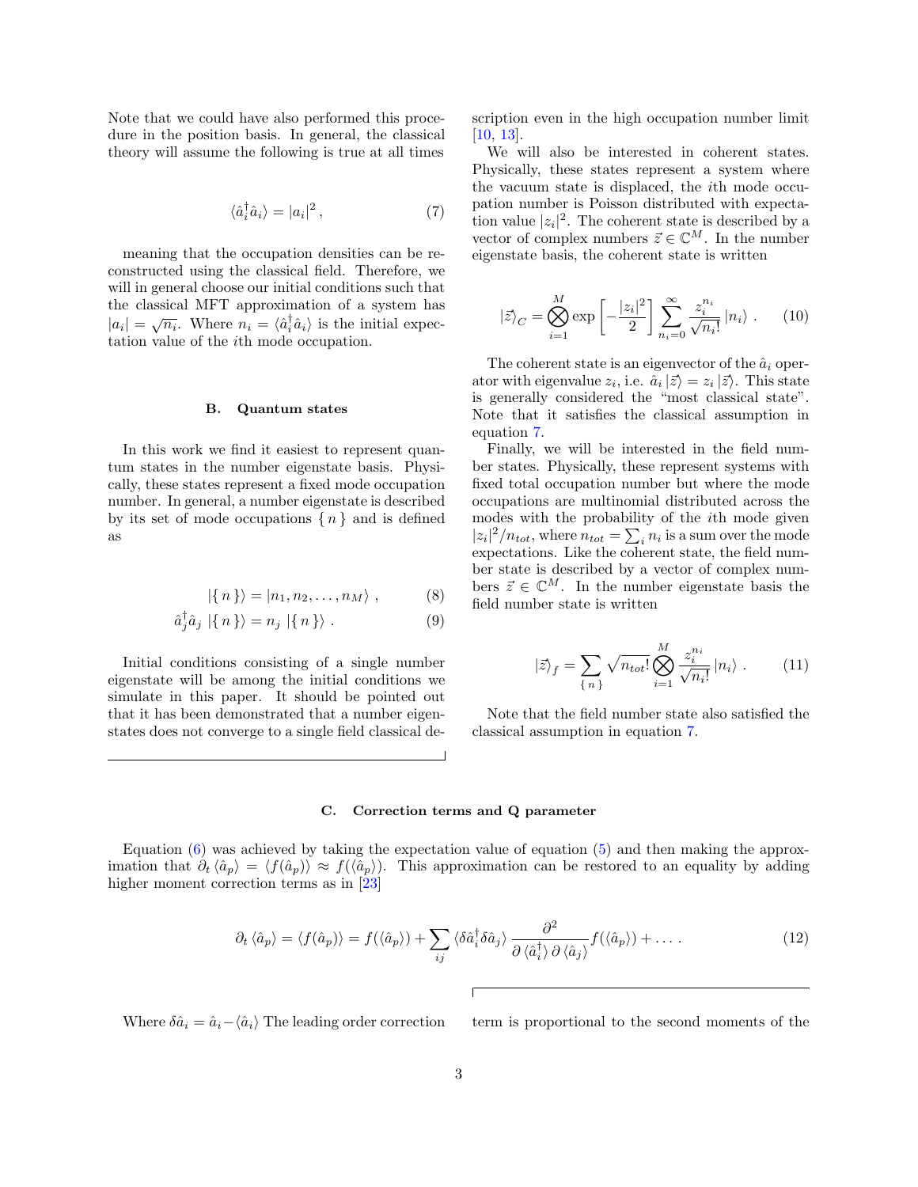Note that we could have also performed this procedure in the position basis. In general, the classical theory will assume the following is true at all times

$$\langle \hat{a}_i^\dagger \hat{a}_i \rangle = |a_i|^2 \,, \tag{7}$$

meaning that the occupation densities can be reconstructed using the classical field. Therefore, we will in general choose our initial conditions such that the classical MFT approximation of a system has $|a_i| = \sqrt{n_i}$. Where $n_i = \langle \hat{a}_i^\dagger \hat{a}_i \rangle$ is the initial expectation value of the $i$th mode occupation.

### B. Quantum states

In this work we find it easiest to represent quantum states in the number eigenstate basis. Physically, these states represent a fixed mode occupation number. In general, a number eigenstate is described by its set of mode occupations $\{\, n \,\}$ and is defined as

$$|\{\, n \,\}\rangle = |n_1, n_2, \ldots, n_M\rangle \,, \tag{8}$$

$$\hat{a}_j^\dagger \hat{a}_j \, |\{\, n \,\}\rangle = n_j \, |\{\, n \,\}\rangle \,. \tag{9}$$

Initial conditions consisting of a single number eigenstate will be among the initial conditions we simulate in this paper. It should be pointed out that it has been demonstrated that a number eigenstates does not converge to a single field classical description even in the high occupation number limit [10, 13].

We will also be interested in coherent states. Physically, these states represent a system where the vacuum state is displaced, the $i$th mode occupation number is Poisson distributed with expectation value $|z_i|^2$. The coherent state is described by a vector of complex numbers $\vec{z} \in \mathbb{C}^M$. In the number eigenstate basis, the coherent state is written

$$|\vec{z}\rangle_C = \bigotimes_{i=1}^{M} \exp\left[-\frac{|z_i|^2}{2}\right] \sum_{n_i=0}^{\infty} \frac{z_i^{n_i}}{\sqrt{n_i!}} \, |n_i\rangle \,. \tag{10}$$

The coherent state is an eigenvector of the $\hat{a}_i$ operator with eigenvalue $z_i$, i.e. $\hat{a}_i \, |\vec{z}\rangle = z_i \, |\vec{z}\rangle$. This state is generally considered the "most classical state". Note that it satisfies the classical assumption in equation 7.

Finally, we will be interested in the field number states. Physically, these represent systems with fixed total occupation number but where the mode occupations are multinomial distributed across the modes with the probability of the $i$th mode given $|z_i|^2/n_{tot}$, where $n_{tot} = \sum_i n_i$ is a sum over the mode expectations. Like the coherent state, the field number state is described by a vector of complex numbers $\vec{z} \in \mathbb{C}^M$. In the number eigenstate basis the field number state is written

$$|\vec{z}\rangle_f = \sum_{\{\, n \,\}} \sqrt{n_{tot}!} \bigotimes_{i=1}^{M} \frac{z_i^{n_i}}{\sqrt{n_i!}} \, |n_i\rangle \,. \tag{11}$$

Note that the field number state also satisfied the classical assumption in equation 7.

### C. Correction terms and Q parameter

Equation (6) was achieved by taking the expectation value of equation (5) and then making the approximation that $\partial_t \langle \hat{a}_p \rangle = \langle f(\hat{a}_p) \rangle \approx f(\langle \hat{a}_p \rangle)$. This approximation can be restored to an equality by adding higher moment correction terms as in [23]

$$\partial_t \langle \hat{a}_p \rangle = \langle f(\hat{a}_p) \rangle = f(\langle \hat{a}_p \rangle) + \sum_{ij} \langle \delta \hat{a}_i^\dagger \delta \hat{a}_j \rangle \frac{\partial^2}{\partial \langle \hat{a}_i^\dagger \rangle \, \partial \langle \hat{a}_j \rangle} f(\langle \hat{a}_p \rangle) + \ldots \,. \tag{12}$$

Where $\delta \hat{a}_i = \hat{a}_i - \langle \hat{a}_i \rangle$ The leading order correction term is proportional to the second moments of the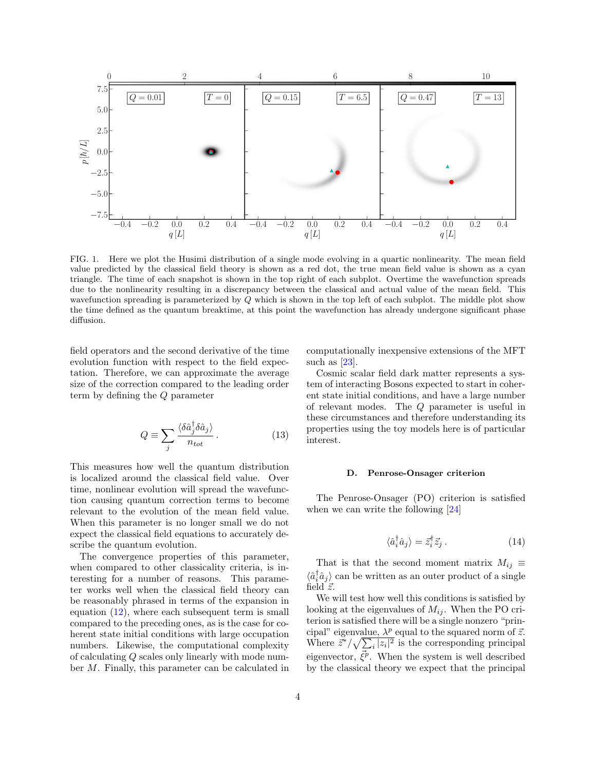FIG. 1. Here we plot the Husimi distribution of a single mode evolving in a quartic nonlinearity. The mean field value predicted by the classical field theory is shown as a red dot, the true mean field value is shown as a cyan triangle. The time of each snapshot is shown in the top right of each subplot. Overtime the wavefunction spreads due to the nonlinearity resulting in a discrepancy between the classical and actual value of the mean field. This wavefunction spreading is parameterized by $Q$ which is shown in the top left of each subplot. The middle plot show the time defined as the quantum breaktime, at this point the wavefunction has already undergone significant phase diffusion.

field operators and the second derivative of the time evolution function with respect to the field expectation. Therefore, we can approximate the average size of the correction compared to the leading order term by defining the $Q$ parameter

$$Q \equiv \sum_j \frac{\langle \delta \hat{a}_j^\dagger \delta \hat{a}_j \rangle}{n_{tot}} \,. \tag{13}$$

This measures how well the quantum distribution is localized around the classical field value. Over time, nonlinear evolution will spread the wavefunction causing quantum correction terms to become relevant to the evolution of the mean field value. When this parameter is no longer small we do not expect the classical field equations to accurately describe the quantum evolution.

The convergence properties of this parameter, when compared to other classicality criteria, is interesting for a number of reasons. This parameter works well when the classical field theory can be reasonably phrased in terms of the expansion in equation (12), where each subsequent term is small compared to the preceding ones, as is the case for coherent state initial conditions with large occupation numbers. Likewise, the computational complexity of calculating $Q$ scales only linearly with mode number $M$. Finally, this parameter can be calculated in computationally inexpensive extensions of the MFT such as [23].

Cosmic scalar field dark matter represents a system of interacting Bosons expected to start in coherent state initial conditions, and have a large number of relevant modes. The $Q$ parameter is useful in these circumstances and therefore understanding its properties using the toy models here is of particular interest.

### D. Penrose-Onsager criterion

The Penrose-Onsager (PO) criterion is satisfied when we can write the following [24]

$$\langle \hat{a}_i^\dagger \hat{a}_j \rangle = \vec{z}_i^\dagger \vec{z}_j \,. \tag{14}$$

That is that the second moment matrix $M_{ij} \equiv \langle \hat{a}_i^\dagger \hat{a}_j \rangle$ can be written as an outer product of a single field $\vec{z}$.

We will test how well this conditions is satisfied by looking at the eigenvalues of $M_{ij}$. When the PO criterion is satisfied there will be a single nonzero "principal" eigenvalue, $\lambda^p$ equal to the squared norm of $\vec{z}$. Where $\vec{z}^* / \sqrt{\sum_i |z_i|^2}$ is the corresponding principal eigenvector, $\vec{\xi}^p$. When the system is well described by the classical theory we expect that the principal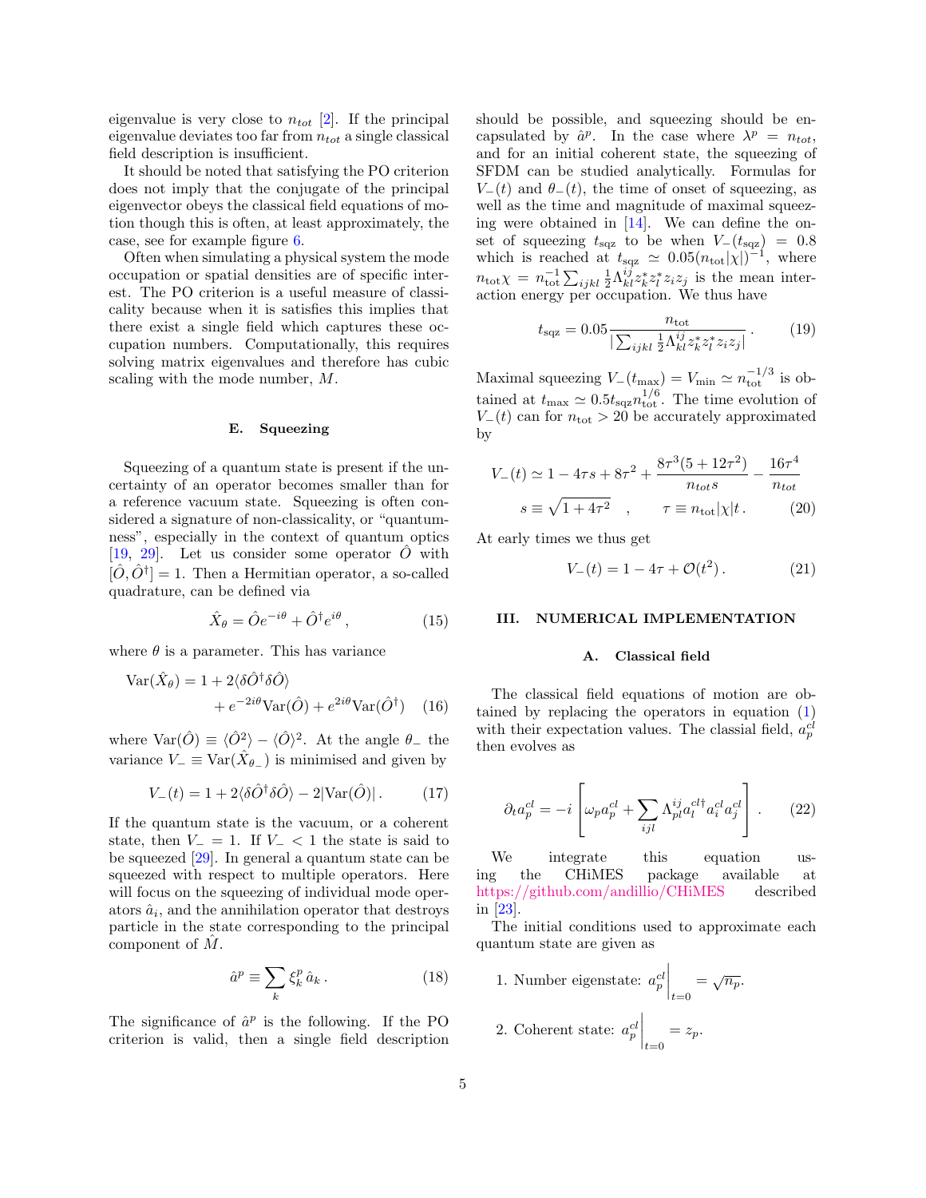eigenvalue is very close to $n_{tot}$ [2]. If the principal eigenvalue deviates too far from $n_{tot}$ a single classical field description is insufficient.

It should be noted that satisfying the PO criterion does not imply that the conjugate of the principal eigenvector obeys the classical field equations of motion though this is often, at least approximately, the case, see for example figure 6.

Often when simulating a physical system the mode occupation or spatial densities are of specific interest. The PO criterion is a useful measure of classicality because when it is satisfies this implies that there exist a single field which captures these occupation numbers. Computationally, this requires solving matrix eigenvalues and therefore has cubic scaling with the mode number, $M$.

### E. Squeezing

Squeezing of a quantum state is present if the uncertainty of an operator becomes smaller than for a reference vacuum state. Squeezing is often considered a signature of non-classicality, or "quantumness", especially in the context of quantum optics [19, 29]. Let us consider some operator $\hat{O}$ with $[\hat{O}, \hat{O}^\dagger] = 1$. Then a Hermitian operator, a so-called quadrature, can be defined via

$$\hat{X}_\theta = \hat{O}e^{-i\theta} + \hat{O}^\dagger e^{i\theta} , \tag{15}$$

where $\theta$ is a parameter. This has variance

$$\begin{aligned}\mathrm{Var}(\hat{X}_\theta) = 1 &+ 2\langle \delta\hat{O}^\dagger \delta\hat{O} \rangle \\ &+ e^{-2i\theta}\mathrm{Var}(\hat{O}) + e^{2i\theta}\mathrm{Var}(\hat{O}^\dagger)\end{aligned} \tag{16}$$

where $\mathrm{Var}(\hat{O}) \equiv \langle \hat{O}^2 \rangle - \langle \hat{O} \rangle^2$. At the angle $\theta_-$ the variance $V_- \equiv \mathrm{Var}(\hat{X}_{\theta_-})$ is minimised and given by

$$V_-(t) = 1 + 2\langle \delta\hat{O}^\dagger \delta\hat{O} \rangle - 2|\mathrm{Var}(\hat{O})| . \tag{17}$$

If the quantum state is the vacuum, or a coherent state, then $V_- = 1$. If $V_- < 1$ the state is said to be squeezed [29]. In general a quantum state can be squeezed with respect to multiple operators. Here will focus on the squeezing of individual mode operators $\hat{a}_i$, and the annihilation operator that destroys particle in the state corresponding to the principal component of $\hat{M}$.

$$\hat{a}^p \equiv \sum_k \xi_k^p \, \hat{a}_k . \tag{18}$$

The significance of $\hat{a}^p$ is the following. If the PO criterion is valid, then a single field description should be possible, and squeezing should be encapsulated by $\hat{a}^p$. In the case where $\lambda^p = n_{tot}$, and for an initial coherent state, the squeezing of SFDM can be studied analytically. Formulas for $V_-(t)$ and $\theta_-(t)$, the time of onset of squeezing, as well as the time and magnitude of maximal squeezing were obtained in [14]. We can define the onset of squeezing $t_{\rm sqz}$ to be when $V_-(t_{\rm sqz}) = 0.8$ which is reached at $t_{\rm sqz} \simeq 0.05(n_{\rm tot}|\chi|)^{-1}$, where $n_{\rm tot}\chi = n_{\rm tot}^{-1}\sum_{ijkl}\frac{1}{2}\Lambda_{kl}^{ij}z_k^* z_l^* z_i z_j$ is the mean interaction energy per occupation. We thus have

$$t_{\rm sqz} = 0.05 \frac{n_{\rm tot}}{|\sum_{ijkl}\frac{1}{2}\Lambda_{kl}^{ij}z_k^* z_l^* z_i z_j|} . \tag{19}$$

Maximal squeezing $V_-(t_{\rm max}) = V_{\rm min} \simeq n_{\rm tot}^{-1/3}$ is obtained at $t_{\rm max} \simeq 0.5 t_{\rm sqz} n_{\rm tot}^{1/6}$. The time evolution of $V_-(t)$ can for $n_{\rm tot} > 20$ be accurately approximated by

$$\begin{aligned}V_-(t) \simeq 1 - 4\tau s + 8\tau^2 + \frac{8\tau^3(5 + 12\tau^2)}{n_{tot}s} - \frac{16\tau^4}{n_{tot}} \\ s \equiv \sqrt{1 + 4\tau^2} \quad , \qquad \tau \equiv n_{\rm tot}|\chi|t .\end{aligned} \tag{20}$$

At early times we thus get

$$V_-(t) = 1 - 4\tau + \mathcal{O}(t^2) . \tag{21}$$

## III. NUMERICAL IMPLEMENTATION

### A. Classical field

The classical field equations of motion are obtained by replacing the operators in equation (1) with their expectation values. The classial field, $a_p^{cl}$ then evolves as

$$\partial_t a_p^{cl} = -i \left[ \omega_p a_p^{cl} + \sum_{ijl} \Lambda_{pl}^{ij} a_l^{cl\dagger} a_i^{cl} a_j^{cl} \right] . \tag{22}$$

We integrate this equation using the CHiMES package available at https://github.com/andillio/CHiMES described in [23].

The initial conditions used to approximate each quantum state are given as

1. Number eigenstate: $a_p^{cl}\Big|_{t=0} = \sqrt{n_p}$.

2. Coherent state: $a_p^{cl}\Big|_{t=0} = z_p$.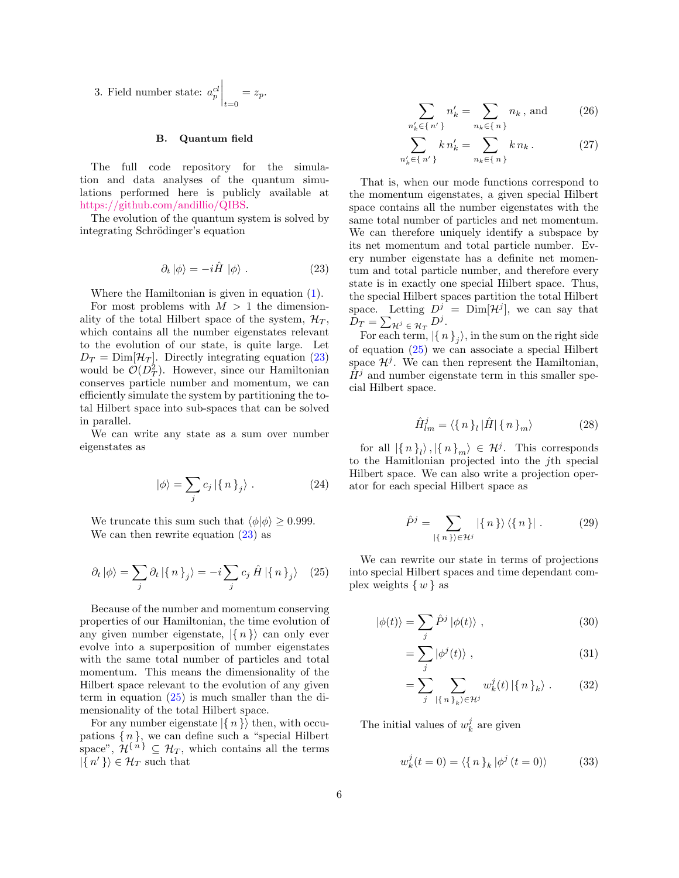3. Field number state: $a_p^{cl}\Big|_{t=0} = z_p$.

### B. Quantum field

The full code repository for the simulation and data analyses of the quantum simulations performed here is publicly available at https://github.com/andillio/QIBS.

The evolution of the quantum system is solved by integrating Schrödinger's equation

$$\partial_t |\phi\rangle = -i\hat{H}\,|\phi\rangle \,. \tag{23}$$

Where the Hamiltonian is given in equation (1).

For most problems with $M > 1$ the dimensionality of the total Hilbert space of the system, $\mathcal{H}_T$, which contains all the number eigenstates relevant to the evolution of our state, is quite large. Let $D_T = \mathrm{Dim}[\mathcal{H}_T]$. Directly integrating equation (23) would be $\mathcal{O}(D_T^2)$. However, since our Hamiltonian conserves particle number and momentum, we can efficiently simulate the system by partitioning the total Hilbert space into sub-spaces that can be solved in parallel.

We can write any state as a sum over number eigenstates as

$$|\phi\rangle = \sum_j c_j \,|\{\,n\,\}_j\rangle \,. \tag{24}$$

We truncate this sum such that $\langle\phi|\phi\rangle \geq 0.999$. We can then rewrite equation (23) as

$$\partial_t |\phi\rangle = \sum_j \partial_t \,|\{\,n\,\}_j\rangle = -i\sum_j c_j \,\hat{H}\,|\{\,n\,\}_j\rangle \tag{25}$$

Because of the number and momentum conserving properties of our Hamiltonian, the time evolution of any given number eigenstate, $|\{\,n\,\}\rangle$ can only ever evolve into a superposition of number eigenstates with the same total number of particles and total momentum. This means the dimensionality of the Hilbert space relevant to the evolution of any given term in equation (25) is much smaller than the dimensionality of the total Hilbert space.

For any number eigenstate $|\{\,n\,\}\rangle$ then, with occupations $\{\,n\,\}$, we can define such a "special Hilbert space", $\mathcal{H}^{\{\,n\,\}} \subseteq \mathcal{H}_T$, which contains all the terms $|\{\,n'\,\}\rangle \in \mathcal{H}_T$ such that

$$\sum_{n'_k \in \{\,n'\,\}} n'_k = \sum_{n_k \in \{\,n\,\}} n_k \,, \text{ and} \tag{26}$$

$$\sum_{n'_k \in \{\,n'\,\}} k\,n'_k = \sum_{n_k \in \{\,n\,\}} k\,n_k \,. \tag{27}$$

That is, when our mode functions correspond to the momentum eigenstates, a given special Hilbert space contains all the number eigenstates with the same total number of particles and net momentum. We can therefore uniquely identify a subspace by its net momentum and total particle number. Every number eigenstate has a definite net momentum and total particle number, and therefore every state is in exactly one special Hilbert space. Thus, the special Hilbert spaces partition the total Hilbert space. Letting $D^j = \mathrm{Dim}[\mathcal{H}^j]$, we can say that $D_T = \sum_{\mathcal{H}^j \in \mathcal{H}_T} D^j$.

For each term, $|\{\,n\,\}_j\rangle$, in the sum on the right side of equation (25) we can associate a special Hilbert space $\mathcal{H}^j$. We can then represent the Hamiltonian, $\hat{H}^j$ and number eigenstate term in this smaller special Hilbert space.

$$\hat{H}^j_{lm} = \langle\{\,n\,\}_l\,|\hat{H}|\,\{\,n\,\}_m\rangle \tag{28}$$

for all $|\{\,n\,\}_l\rangle, |\{\,n\,\}_m\rangle \in \mathcal{H}^j$. This corresponds to the Hamiltonian projected into the $j$th special Hilbert space. We can also write a projection operator for each special Hilbert space as

$$\hat{P}^j = \sum_{|\{\,n\,\}\rangle \in \mathcal{H}^j} |\{\,n\,\}\rangle\,\langle\{\,n\,\}| \,. \tag{29}$$

We can rewrite our state in terms of projections into special Hilbert spaces and time dependant complex weights $\{\,w\,\}$ as

$$|\phi(t)\rangle = \sum_j \hat{P}^j\,|\phi(t)\rangle \,, \tag{30}$$

$$= \sum_j |\phi^j(t)\rangle \,, \tag{31}$$

$$= \sum_j \sum_{|\{\,n\,\}_k\rangle \in \mathcal{H}^j} w^j_k(t)\,|\{\,n\,\}_k\rangle \,. \tag{32}$$

The initial values of $w^j_k$ are given

$$w^j_k(t=0) = \langle\{\,n\,\}_k\,|\phi^j\,(t=0)\rangle \tag{33}$$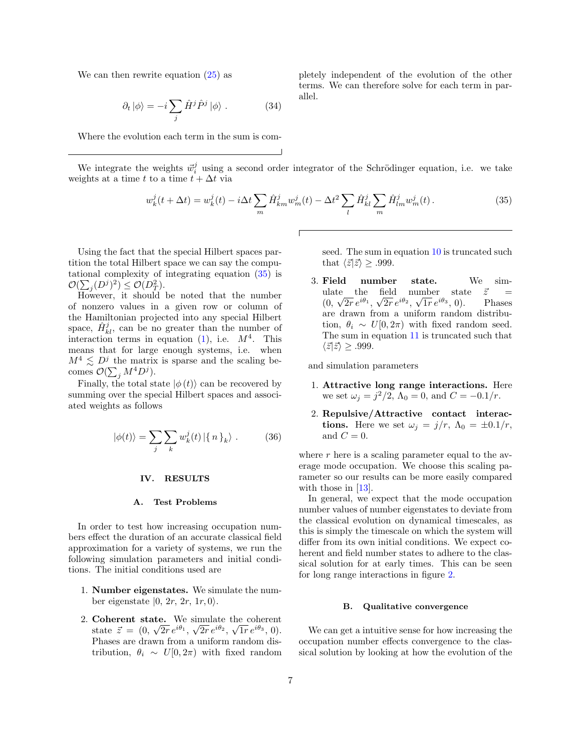We can then rewrite equation (25) as

$$\partial_t |\phi\rangle = -i \sum_j \hat{H}^j \hat{P}^j |\phi\rangle \, . \tag{34}$$

Where the evolution each term in the sum is completely independent of the evolution of the other terms. We can therefore solve for each term in parallel.

We integrate the weights $\vec{w}_i^j$ using a second order integrator of the Schrödinger equation, i.e. we take weights at a time $t$ to a time $t + \Delta t$ via

$$w_k^j(t + \Delta t) = w_k^j(t) - i\Delta t \sum_m \hat{H}^j_{km} w_m^j(t) - \Delta t^2 \sum_l \hat{H}^j_{kl} \sum_m \hat{H}^j_{lm} w_m^j(t) \, . \tag{35}$$

Using the fact that the special Hilbert spaces partition the total Hilbert space we can say the computational complexity of integrating equation (35) is $\mathcal{O}(\sum_j (D^j)^2) \leq \mathcal{O}(D_T^2)$.

However, it should be noted that the number of nonzero values in a given row or column of the Hamiltonian projected into any special Hilbert space, $\hat{H}^j_{kl}$, can be no greater than the number of interaction terms in equation (1), i.e. $M^4$. This means that for large enough systems, i.e. when $M^4 \lesssim D^j$ the matrix is sparse and the scaling becomes $\mathcal{O}(\sum_j M^4 D^j)$.

Finally, the total state $|\phi(t)\rangle$ can be recovered by summing over the special Hilbert spaces and associated weights as follows

$$|\phi(t)\rangle = \sum_j \sum_k w_k^j(t) \, |\{ \, n \, \}_k\rangle \, . \tag{36}$$

## IV. RESULTS

### A. Test Problems

In order to test how increasing occupation numbers effect the duration of an accurate classical field approximation for a variety of systems, we run the following simulation parameters and initial conditions. The initial conditions used are

1. **Number eigenstates.** We simulate the number eigenstate $|0, 2r, 2r, 1r, 0\rangle$.
2. **Coherent state.** We simulate the coherent state $\vec{z} = (0, \sqrt{2r}\, e^{i\theta_1}, \sqrt{2r}\, e^{i\theta_2}, \sqrt{1r}\, e^{i\theta_3}, 0)$. Phases are drawn from a uniform random distribution, $\theta_i \sim U[0, 2\pi)$ with fixed random seed. The sum in equation 10 is truncated such that $\langle \vec{z} | \vec{z} \rangle \geq .999$.
3. **Field number state.** We simulate the field number state $\vec{z} = (0, \sqrt{2r}\, e^{i\theta_1}, \sqrt{2r}\, e^{i\theta_2}, \sqrt{1r}\, e^{i\theta_3}, 0)$. Phases are drawn from a uniform random distribution, $\theta_i \sim U[0, 2\pi)$ with fixed random seed. The sum in equation 11 is truncated such that $\langle \vec{z} | \vec{z} \rangle \geq .999$.

and simulation parameters

1. **Attractive long range interactions.** Here we set $\omega_j = j^2/2$, $\Lambda_0 = 0$, and $C = -0.1/r$.
2. **Repulsive/Attractive contact interactions.** Here we set $\omega_j = j/r$, $\Lambda_0 = \pm 0.1/r$, and $C = 0$.

where $r$ here is a scaling parameter equal to the average mode occupation. We choose this scaling parameter so our results can be more easily compared with those in [13].

In general, we expect that the mode occupation number values of number eigenstates to deviate from the classical evolution on dynamical timescales, as this is simply the timescale on which the system will differ from its own initial conditions. We expect coherent and field number states to adhere to the classical solution for at early times. This can be seen for long range interactions in figure 2.

### B. Qualitative convergence

We can get a intuitive sense for how increasing the occupation number effects convergence to the classical solution by looking at how the evolution of the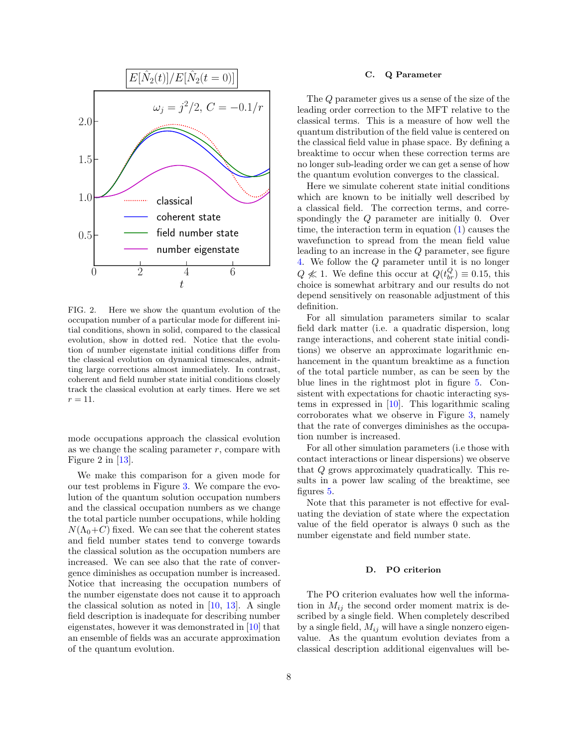FIG. 2. Here we show the quantum evolution of the occupation number of a particular mode for different initial conditions, shown in solid, compared to the classical evolution, show in dotted red. Notice that the evolution of number eigenstate initial conditions differ from the classical evolution on dynamical timescales, admitting large corrections almost immediately. In contrast, coherent and field number state initial conditions closely track the classical evolution at early times. Here we set $r = 11$.

mode occupations approach the classical evolution as we change the scaling parameter $r$, compare with Figure 2 in [13].

We make this comparison for a given mode for our test problems in Figure 3. We compare the evolution of the quantum solution occupation numbers and the classical occupation numbers as we change the total particle number occupations, while holding $N(\Lambda_0+C)$ fixed. We can see that the coherent states and field number states tend to converge towards the classical solution as the occupation numbers are increased. We can see also that the rate of convergence diminishes as occupation number is increased. Notice that increasing the occupation numbers of the number eigenstate does not cause it to approach the classical solution as noted in [10, 13]. A single field description is inadequate for describing number eigenstates, however it was demonstrated in [10] that an ensemble of fields was an accurate approximation of the quantum evolution.

### C. Q Parameter

The $Q$ parameter gives us a sense of the size of the leading order correction to the MFT relative to the classical terms. This is a measure of how well the quantum distribution of the field value is centered on the classical field value in phase space. By defining a breaktime to occur when these correction terms are no longer sub-leading order we can get a sense of how the quantum evolution converges to the classical.

Here we simulate coherent state initial conditions which are known to be initially well described by a classical field. The correction terms, and correspondingly the $Q$ parameter are initially 0. Over time, the interaction term in equation (1) causes the wavefunction to spread from the mean field value leading to an increase in the $Q$ parameter, see figure 4. We follow the $Q$ parameter until it is no longer $Q \not\ll 1$. We define this occur at $Q(t_{br}^Q) \equiv 0.15$, this choice is somewhat arbitrary and our results do not depend sensitively on reasonable adjustment of this definition.

For all simulation parameters similar to scalar field dark matter (i.e. a quadratic dispersion, long range interactions, and coherent state initial conditions) we observe an approximate logarithmic enhancement in the quantum breaktime as a function of the total particle number, as can be seen by the blue lines in the rightmost plot in figure 5. Consistent with expectations for chaotic interacting systems in expressed in [10]. This logarithmic scaling corroborates what we observe in Figure 3, namely that the rate of converges diminishes as the occupation number is increased.

For all other simulation parameters (i.e those with contact interactions or linear dispersions) we observe that $Q$ grows approximately quadratically. This results in a power law scaling of the breaktime, see figures 5.

Note that this parameter is not effective for evaluating the deviation of state where the expectation value of the field operator is always 0 such as the number eigenstate and field number state.

### D. PO criterion

The PO criterion evaluates how well the information in $M_{ij}$ the second order moment matrix is described by a single field. When completely described by a single field, $M_{ij}$ will have a single nonzero eigenvalue. As the quantum evolution deviates from a classical description additional eigenvalues will be-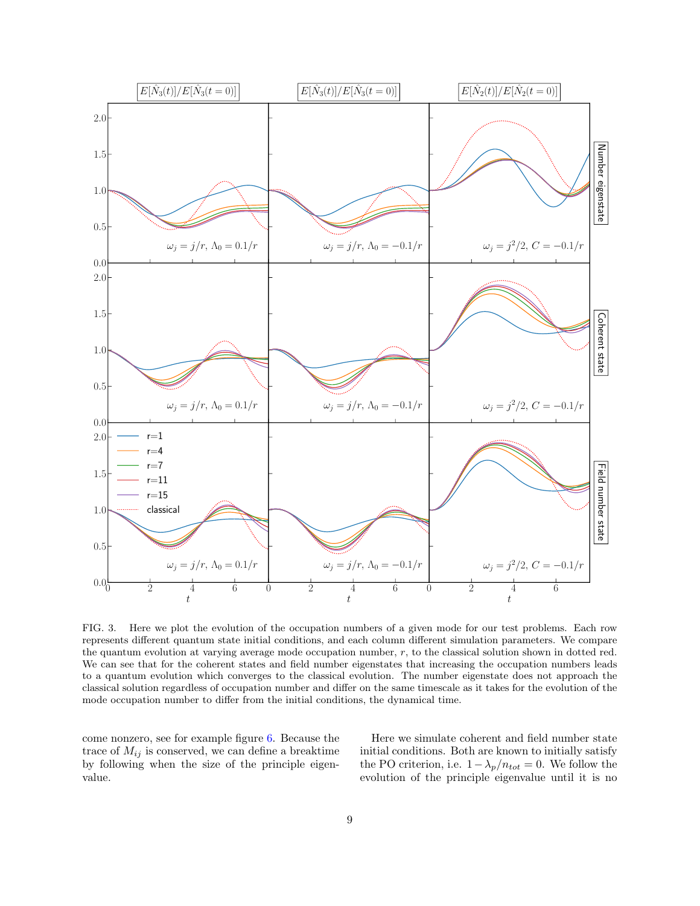FIG. 3. Here we plot the evolution of the occupation numbers of a given mode for our test problems. Each row represents different quantum state initial conditions, and each column different simulation parameters. We compare the quantum evolution at varying average mode occupation number, $r$, to the classical solution shown in dotted red. We can see that for the coherent states and field number eigenstates that increasing the occupation numbers leads to a quantum evolution which converges to the classical evolution. The number eigenstate does not approach the classical solution regardless of occupation number and differ on the same timescale as it takes for the evolution of the mode occupation number to differ from the initial conditions, the dynamical time.

come nonzero, see for example figure 6. Because the trace of $M_{ij}$ is conserved, we can define a breaktime by following when the size of the principle eigenvalue.

Here we simulate coherent and field number state initial conditions. Both are known to initially satisfy the PO criterion, i.e. $1 - \lambda_p / n_{tot} = 0$. We follow the evolution of the principle eigenvalue until it is no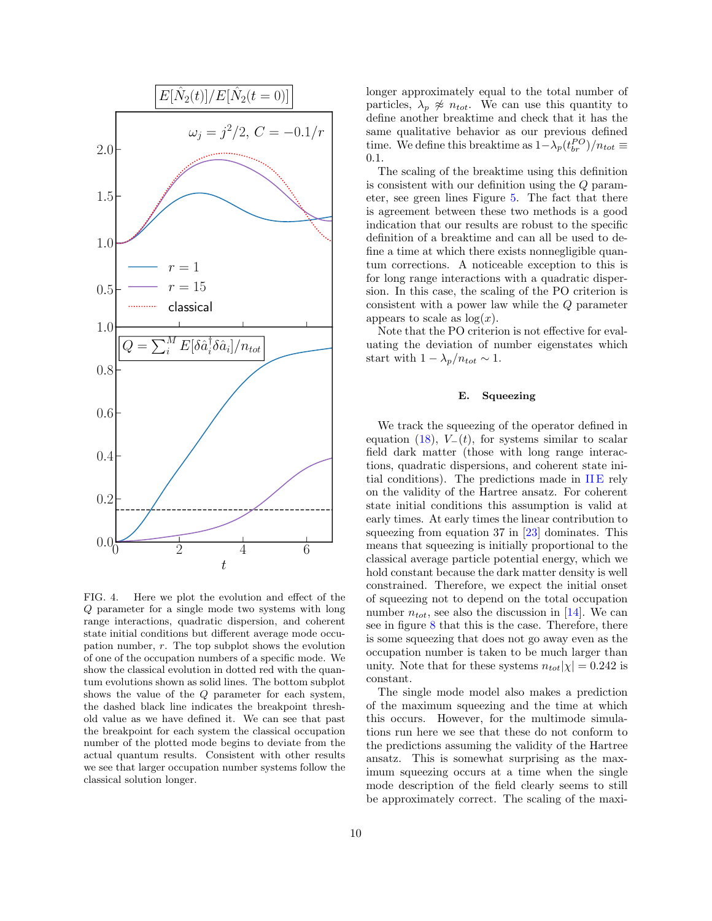FIG. 4. Here we plot the evolution and effect of the $Q$ parameter for a single mode two systems with long range interactions, quadratic dispersion, and coherent state initial conditions but different average mode occupation number, $r$. The top subplot shows the evolution of one of the occupation numbers of a specific mode. We show the classical evolution in dotted red with the quantum evolutions shown as solid lines. The bottom subplot shows the value of the $Q$ parameter for each system, the dashed black line indicates the breakpoint threshold value as we have defined it. We can see that past the breakpoint for each system the classical occupation number of the plotted mode begins to deviate from the actual quantum results. Consistent with other results we see that larger occupation number systems follow the classical solution longer.

longer approximately equal to the total number of particles, $\lambda_p \not\approx n_{tot}$. We can use this quantity to define another breaktime and check that it has the same qualitative behavior as our previous defined time. We define this breaktime as $1-\lambda_p(t_{br}^{PO})/n_{tot} \equiv 0.1$.

The scaling of the breaktime using this definition is consistent with our definition using the $Q$ parameter, see green lines Figure 5. The fact that there is agreement between these two methods is a good indication that our results are robust to the specific definition of a breaktime and can all be used to define a time at which there exists nonnegligible quantum corrections. A noticeable exception to this is for long range interactions with a quadratic dispersion. In this case, the scaling of the PO criterion is consistent with a power law while the $Q$ parameter appears to scale as $\log(x)$.

Note that the PO criterion is not effective for evaluating the deviation of number eigenstates which start with $1-\lambda_p/n_{tot} \sim 1$.

### E. Squeezing

We track the squeezing of the operator defined in equation (18), $V_-(t)$, for systems similar to scalar field dark matter (those with long range interactions, quadratic dispersions, and coherent state initial conditions). The predictions made in II E rely on the validity of the Hartree ansatz. For coherent state initial conditions this assumption is valid at early times. At early times the linear contribution to squeezing from equation 37 in [23] dominates. This means that squeezing is initially proportional to the classical average particle potential energy, which we hold constant because the dark matter density is well constrained. Therefore, we expect the initial onset of squeezing not to depend on the total occupation number $n_{tot}$, see also the discussion in [14]. We can see in figure 8 that this is the case. Therefore, there is some squeezing that does not go away even as the occupation number is taken to be much larger than unity. Note that for these systems $n_{tot}|\chi| = 0.242$ is constant.

The single mode model also makes a prediction of the maximum squeezing and the time at which this occurs. However, for the multimode simulations run here we see that these do not conform to the predictions assuming the validity of the Hartree ansatz. This is somewhat surprising as the maximum squeezing occurs at a time when the single mode description of the field clearly seems to still be approximately correct. The scaling of the maxi-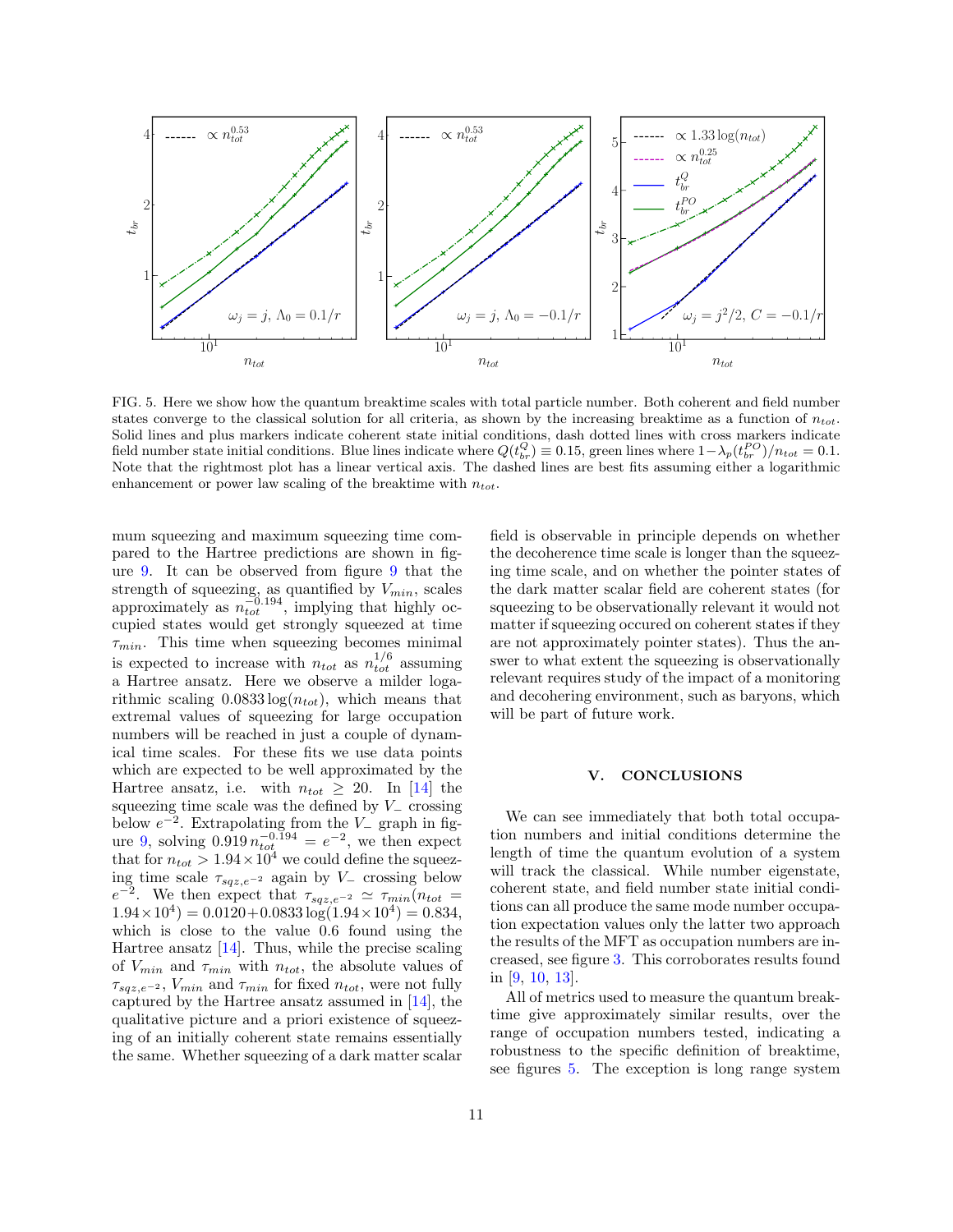FIG. 5. Here we show how the quantum breaktime scales with total particle number. Both coherent and field number states converge to the classical solution for all criteria, as shown by the increasing breaktime as a function of $n_{tot}$. Solid lines and plus markers indicate coherent state initial conditions, dash dotted lines with cross markers indicate field number state initial conditions. Blue lines indicate where $Q(t_{br}^{Q}) \equiv 0.15$, green lines where $1 - \lambda_p(t_{br}^{PO})/n_{tot} = 0.1$. Note that the rightmost plot has a linear vertical axis. The dashed lines are best fits assuming either a logarithmic enhancement or power law scaling of the breaktime with $n_{tot}$.

mum squeezing and maximum squeezing time compared to the Hartree predictions are shown in figure 9. It can be observed from figure 9 that the strength of squeezing, as quantified by $V_{min}$, scales approximately as $n_{tot}^{-0.194}$, implying that highly occupied states would get strongly squeezed at time $\tau_{min}$. This time when squeezing becomes minimal is expected to increase with $n_{tot}$ as $n_{tot}^{1/6}$ assuming a Hartree ansatz. Here we observe a milder logarithmic scaling $0.0833 \log(n_{tot})$, which means that extremal values of squeezing for large occupation numbers will be reached in just a couple of dynamical time scales. For these fits we use data points which are expected to be well approximated by the Hartree ansatz, i.e. with $n_{tot} \geq 20$. In [14] the squeezing time scale was the defined by $V_-$ crossing below $e^{-2}$. Extrapolating from the $V_-$ graph in figure 9, solving $0.919\, n_{tot}^{-0.194} = e^{-2}$, we then expect that for $n_{tot} > 1.94 \times 10^4$ we could define the squeezing time scale $\tau_{sqz,e^{-2}}$ again by $V_-$ crossing below $e^{-2}$. We then expect that $\tau_{sqz,e^{-2}} \simeq \tau_{min}(n_{tot} = 1.94 \times 10^4) = 0.0120 + 0.0833 \log(1.94 \times 10^4) = 0.834$, which is close to the value 0.6 found using the Hartree ansatz [14]. Thus, while the precise scaling of $V_{min}$ and $\tau_{min}$ with $n_{tot}$, the absolute values of $\tau_{sqz,e^{-2}}$, $V_{min}$ and $\tau_{min}$ for fixed $n_{tot}$, were not fully captured by the Hartree ansatz assumed in [14], the qualitative picture and a priori existence of squeezing of an initially coherent state remains essentially the same. Whether squeezing of a dark matter scalar field is observable in principle depends on whether the decoherence time scale is longer than the squeezing time scale, and on whether the pointer states of the dark matter scalar field are coherent states (for squeezing to be observationally relevant it would not matter if squeezing occured on coherent states if they are not approximately pointer states). Thus the answer to what extent the squeezing is observationally relevant requires study of the impact of a monitoring and decohering environment, such as baryons, which will be part of future work.

## V. CONCLUSIONS

We can see immediately that both total occupation numbers and initial conditions determine the length of time the quantum evolution of a system will track the classical. While number eigenstate, coherent state, and field number state initial conditions can all produce the same mode number occupation expectation values only the latter two approach the results of the MFT as occupation numbers are increased, see figure 3. This corroborates results found in [9, 10, 13].

All of metrics used to measure the quantum breaktime give approximately similar results, over the range of occupation numbers tested, indicating a robustness to the specific definition of breaktime, see figures 5. The exception is long range system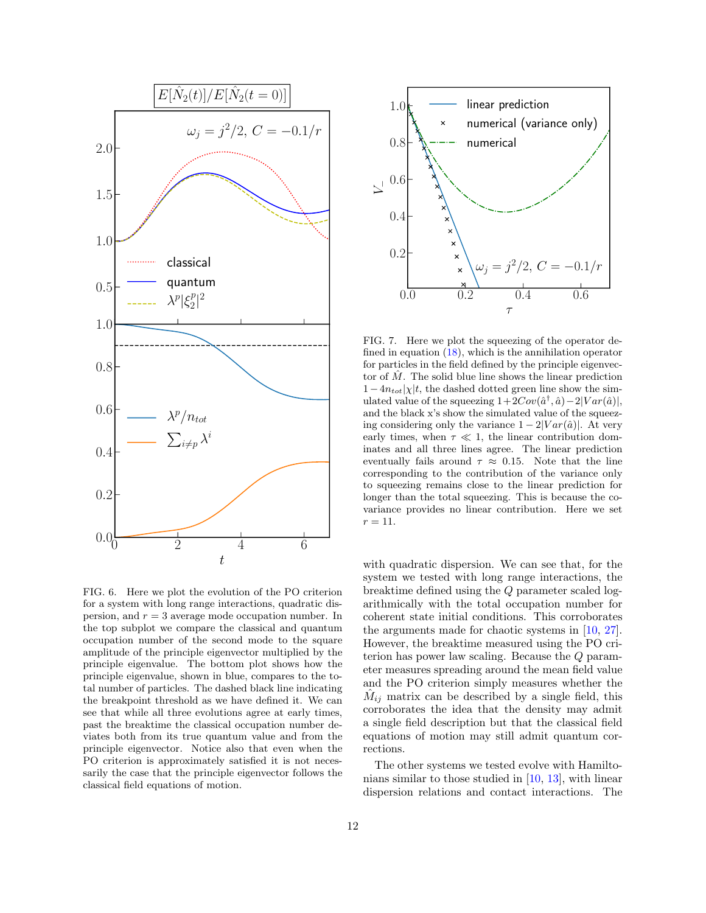FIG. 6. Here we plot the evolution of the PO criterion for a system with long range interactions, quadratic dispersion, and $r = 3$ average mode occupation number. In the top subplot we compare the classical and quantum occupation number of the second mode to the square amplitude of the principle eigenvector multiplied by the principle eigenvalue. The bottom plot shows how the principle eigenvalue, shown in blue, compares to the total number of particles. The dashed black line indicating the breakpoint threshold as we have defined it. We can see that while all three evolutions agree at early times, past the breaktime the classical occupation number deviates both from its true quantum value and from the principle eigenvector. Notice also that even when the PO criterion is approximately satisfied it is not necessarily the case that the principle eigenvector follows the classical field equations of motion.

FIG. 7. Here we plot the squeezing of the operator defined in equation (18), which is the annihilation operator for particles in the field defined by the principle eigenvector of $\hat{M}$. The solid blue line shows the linear prediction $1-4n_{tot}|\chi|t$, the dashed dotted green line show the simulated value of the squeezing $1+2Cov(\hat{a}^\dagger,\hat{a})-2|Var(\hat{a})|$, and the black x's show the simulated value of the squeezing considering only the variance $1-2|Var(\hat{a})|$. At very early times, when $\tau \ll 1$, the linear contribution dominates and all three lines agree. The linear prediction eventually fails around $\tau \approx 0.15$. Note that the line corresponding to the contribution of the variance only to squeezing remains close to the linear prediction for longer than the total squeezing. This is because the covariance provides no linear contribution. Here we set $r = 11$.

with quadratic dispersion. We can see that, for the system we tested with long range interactions, the breaktime defined using the $Q$ parameter scaled logarithmically with the total occupation number for coherent state initial conditions. This corroborates the arguments made for chaotic systems in [10, 27]. However, the breaktime measured using the PO criterion has power law scaling. Because the $Q$ parameter measures spreading around the mean field value and the PO criterion simply measures whether the $\hat{M}_{ij}$ matrix can be described by a single field, this corroborates the idea that the density may admit a single field description but that the classical field equations of motion may still admit quantum corrections.

The other systems we tested evolve with Hamiltonians similar to those studied in [10, 13], with linear dispersion relations and contact interactions. The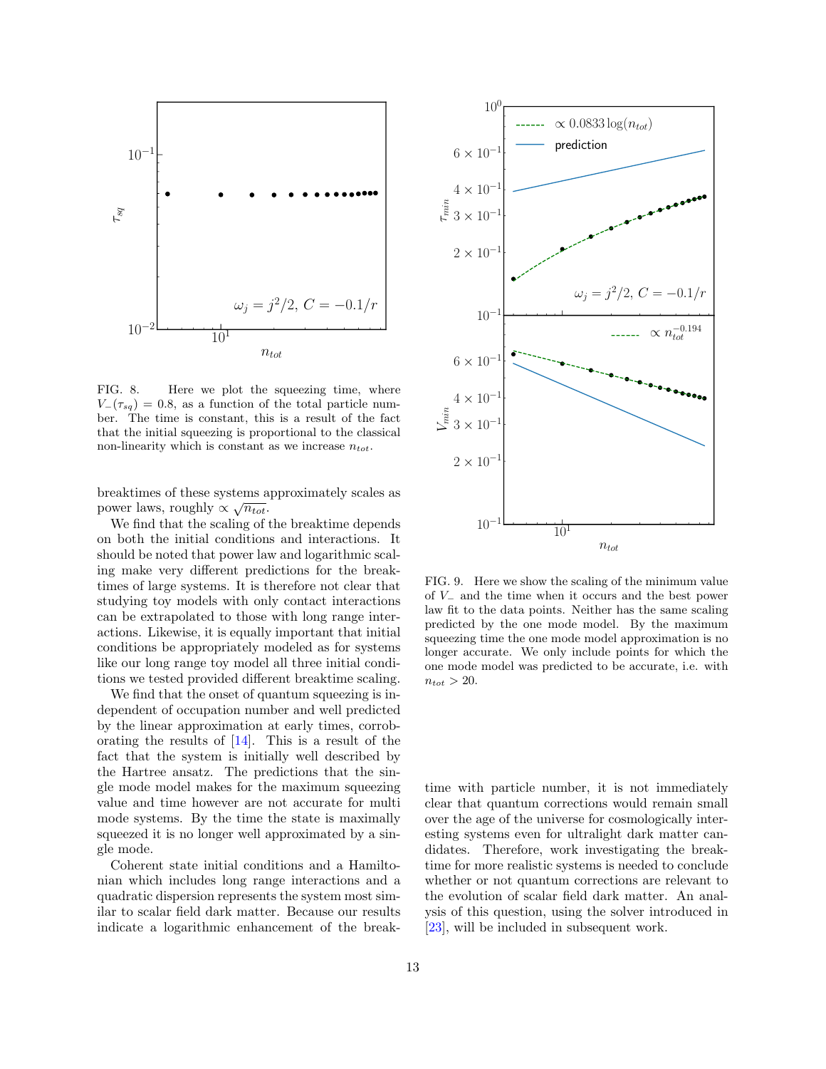FIG. 8. Here we plot the squeezing time, where $V_-(\tau_{sq}) = 0.8$, as a function of the total particle number. The time is constant, this is a result of the fact that the initial squeezing is proportional to the classical non-linearity which is constant as we increase $n_{tot}$.

breaktimes of these systems approximately scales as power laws, roughly $\propto \sqrt{n_{tot}}$.

We find that the scaling of the breaktime depends on both the initial conditions and interactions. It should be noted that power law and logarithmic scaling make very different predictions for the breaktimes of large systems. It is therefore not clear that studying toy models with only contact interactions can be extrapolated to those with long range interactions. Likewise, it is equally important that initial conditions be appropriately modeled as for systems like our long range toy model all three initial conditions we tested provided different breaktime scaling.

We find that the onset of quantum squeezing is independent of occupation number and well predicted by the linear approximation at early times, corroborating the results of [14]. This is a result of the fact that the system is initially well described by the Hartree ansatz. The predictions that the single mode model makes for the maximum squeezing value and time however are not accurate for multi mode systems. By the time the state is maximally squeezed it is no longer well approximated by a single mode.

Coherent state initial conditions and a Hamiltonian which includes long range interactions and a quadratic dispersion represents the system most similar to scalar field dark matter. Because our results indicate a logarithmic enhancement of the breaktime with particle number, it is not immediately clear that quantum corrections would remain small over the age of the universe for cosmologically interesting systems even for ultralight dark matter candidates. Therefore, work investigating the breaktime for more realistic systems is needed to conclude whether or not quantum corrections are relevant to the evolution of scalar field dark matter. An analysis of this question, using the solver introduced in [23], will be included in subsequent work.

FIG. 9. Here we show the scaling of the minimum value of $V_-$ and the time when it occurs and the best power law fit to the data points. Neither has the same scaling predicted by the one mode model. By the maximum squeezing time the one mode model approximation is no longer accurate. We only include points for which the one mode model was predicted to be accurate, i.e. with $n_{tot} > 20$.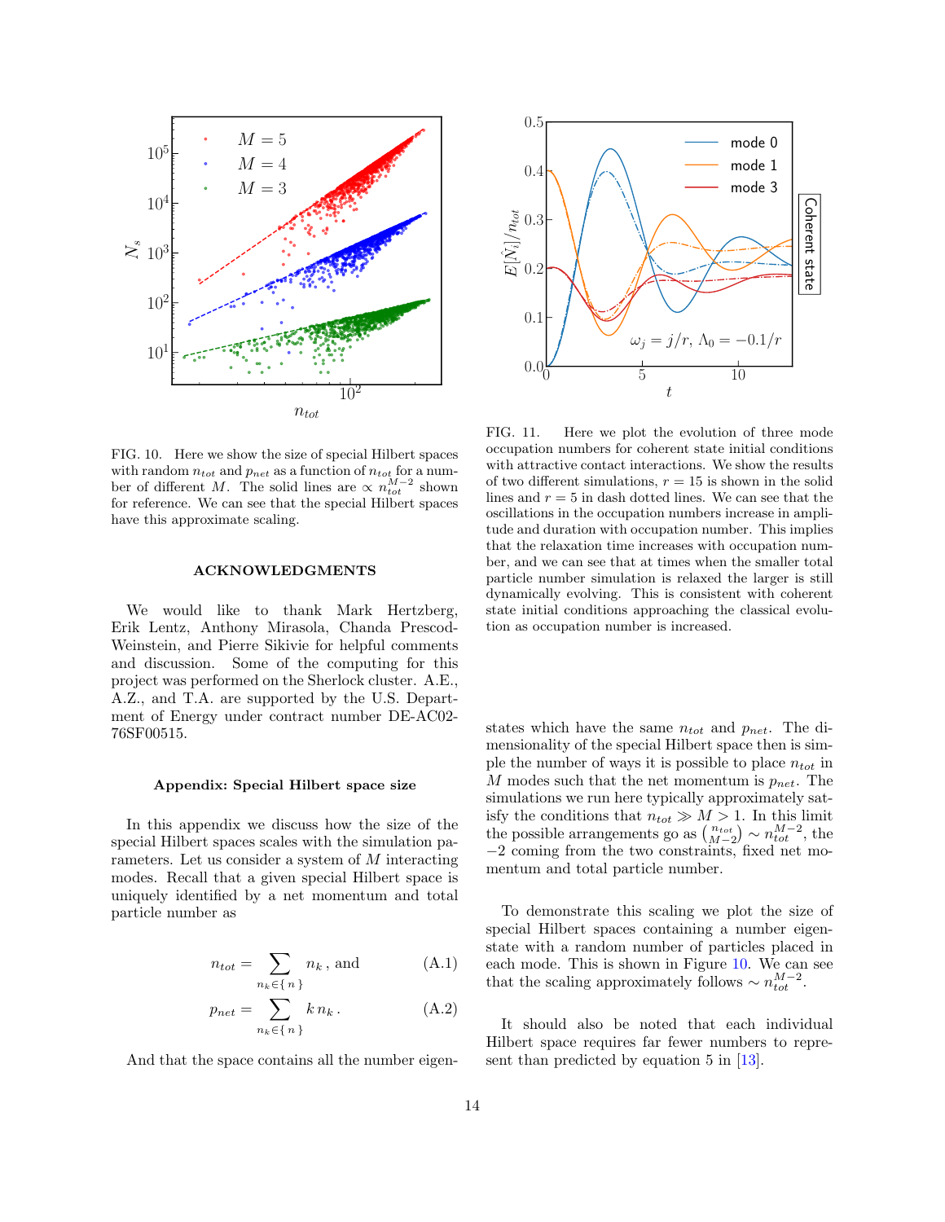FIG. 10. Here we show the size of special Hilbert spaces with random $n_{tot}$ and $p_{net}$ as a function of $n_{tot}$ for a number of different $M$. The solid lines are $\propto n_{tot}^{M-2}$ shown for reference. We can see that the special Hilbert spaces have this approximate scaling.

FIG. 11. Here we plot the evolution of three mode occupation numbers for coherent state initial conditions with attractive contact interactions. We show the results of two different simulations, $r = 15$ is shown in the solid lines and $r = 5$ in dash dotted lines. We can see that the oscillations in the occupation numbers increase in amplitude and duration with occupation number. This implies that the relaxation time increases with occupation number, and we can see that at times when the smaller total particle number simulation is relaxed the larger is still dynamically evolving. This is consistent with coherent state initial conditions approaching the classical evolution as occupation number is increased.

## ACKNOWLEDGMENTS

We would like to thank Mark Hertzberg, Erik Lentz, Anthony Mirasola, Chanda Prescod-Weinstein, and Pierre Sikivie for helpful comments and discussion. Some of the computing for this project was performed on the Sherlock cluster. A.E., A.Z., and T.A. are supported by the U.S. Department of Energy under contract number DE-AC02-76SF00515.

## Appendix: Special Hilbert space size

In this appendix we discuss how the size of the special Hilbert spaces scales with the simulation parameters. Let us consider a system of $M$ interacting modes. Recall that a given special Hilbert space is uniquely identified by a net momentum and total particle number as

$$n_{tot} = \sum_{n_k \in \{ n \}} n_k \,, \text{ and} \tag{A.1}$$

$$p_{net} = \sum_{n_k \in \{ n \}} k \, n_k \,. \tag{A.2}$$

And that the space contains all the number eigenstates which have the same $n_{tot}$ and $p_{net}$. The dimensionality of the special Hilbert space then is simple the number of ways it is possible to place $n_{tot}$ in $M$ modes such that the net momentum is $p_{net}$. The simulations we run here typically approximately satisfy the conditions that $n_{tot} \gg M > 1$. In this limit the possible arrangements go as $\binom{n_{tot}}{M-2} \sim n_{tot}^{M-2}$, the $-2$ coming from the two constraints, fixed net momentum and total particle number.

To demonstrate this scaling we plot the size of special Hilbert spaces containing a number eigenstate with a random number of particles placed in each mode. This is shown in Figure 10. We can see that the scaling approximately follows $\sim n_{tot}^{M-2}$.

It should also be noted that each individual Hilbert space requires far fewer numbers to represent than predicted by equation 5 in [13].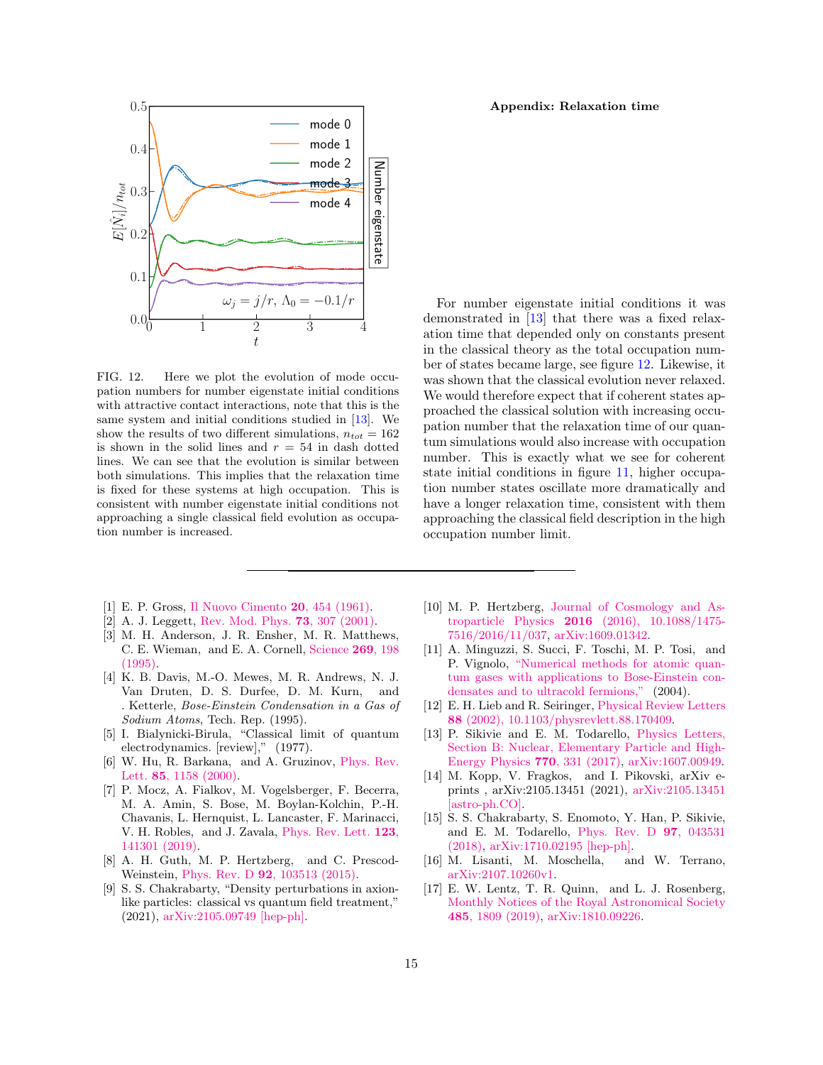FIG. 12. Here we plot the evolution of mode occupation numbers for number eigenstate initial conditions with attractive contact interactions, note that this is the same system and initial conditions studied in [13]. We show the results of two different simulations, $n_{tot} = 162$ is shown in the solid lines and $r = 54$ in dash dotted lines. We can see that the evolution is similar between both simulations. This implies that the relaxation time is fixed for these systems at high occupation. This is consistent with number eigenstate initial conditions not approaching a single classical field evolution as occupation number is increased.

## Appendix: Relaxation time

For number eigenstate initial conditions it was demonstrated in [13] that there was a fixed relaxation time that depended only on constants present in the classical theory as the total occupation number of states became large, see figure 12. Likewise, it was shown that the classical evolution never relaxed. We would therefore expect that if coherent states approached the classical solution with increasing occupation number that the relaxation time of our quantum simulations would also increase with occupation number. This is exactly what we see for coherent state initial conditions in figure 11, higher occupation number states oscillate more dramatically and have a longer relaxation time, consistent with them approaching the classical field description in the high occupation number limit.

---

[1] E. P. Gross, Il Nuovo Cimento **20**, 454 (1961).

[2] A. J. Leggett, Rev. Mod. Phys. **73**, 307 (2001).

[3] M. H. Anderson, J. R. Ensher, M. R. Matthews, C. E. Wieman, and E. A. Cornell, Science **269**, 198 (1995).

[4] K. B. Davis, M.-O. Mewes, M. R. Andrews, N. J. Van Druten, D. S. Durfee, D. M. Kurn, and . Ketterle, *Bose-Einstein Condensation in a Gas of Sodium Atoms*, Tech. Rep. (1995).

[5] I. Bialynicki-Birula, "Classical limit of quantum electrodynamics. [review]," (1977).

[6] W. Hu, R. Barkana, and A. Gruzinov, Phys. Rev. Lett. **85**, 1158 (2000).

[7] P. Mocz, A. Fialkov, M. Vogelsberger, F. Becerra, M. A. Amin, S. Bose, M. Boylan-Kolchin, P.-H. Chavanis, L. Hernquist, L. Lancaster, F. Marinacci, V. H. Robles, and J. Zavala, Phys. Rev. Lett. **123**, 141301 (2019).

[8] A. H. Guth, M. P. Hertzberg, and C. Prescod-Weinstein, Phys. Rev. D **92**, 103513 (2015).

[9] S. S. Chakrabarty, "Density perturbations in axion-like particles: classical vs quantum field treatment," (2021), arXiv:2105.09749 [hep-ph].

[10] M. P. Hertzberg, Journal of Cosmology and Astroparticle Physics **2016** (2016), 10.1088/1475-7516/2016/11/037, arXiv:1609.01342.

[11] A. Minguzzi, S. Succi, F. Toschi, M. P. Tosi, and P. Vignolo, "Numerical methods for atomic quantum gases with applications to Bose-Einstein condensates and to ultracold fermions," (2004).

[12] E. H. Lieb and R. Seiringer, Physical Review Letters **88** (2002), 10.1103/physrevlett.88.170409.

[13] P. Sikivie and E. M. Todarello, Physics Letters, Section B: Nuclear, Elementary Particle and High-Energy Physics **770**, 331 (2017), arXiv:1607.00949.

[14] M. Kopp, V. Fragkos, and I. Pikovski, arXiv e-prints , arXiv:2105.13451 (2021), arXiv:2105.13451 [astro-ph.CO].

[15] S. S. Chakrabarty, S. Enomoto, Y. Han, P. Sikivie, and E. M. Todarello, Phys. Rev. D **97**, 043531 (2018), arXiv:1710.02195 [hep-ph].

[16] M. Lisanti, M. Moschella, and W. Terrano, arXiv:2107.10260v1.

[17] E. W. Lentz, T. R. Quinn, and L. J. Rosenberg, Monthly Notices of the Royal Astronomical Society **485**, 1809 (2019), arXiv:1810.09226.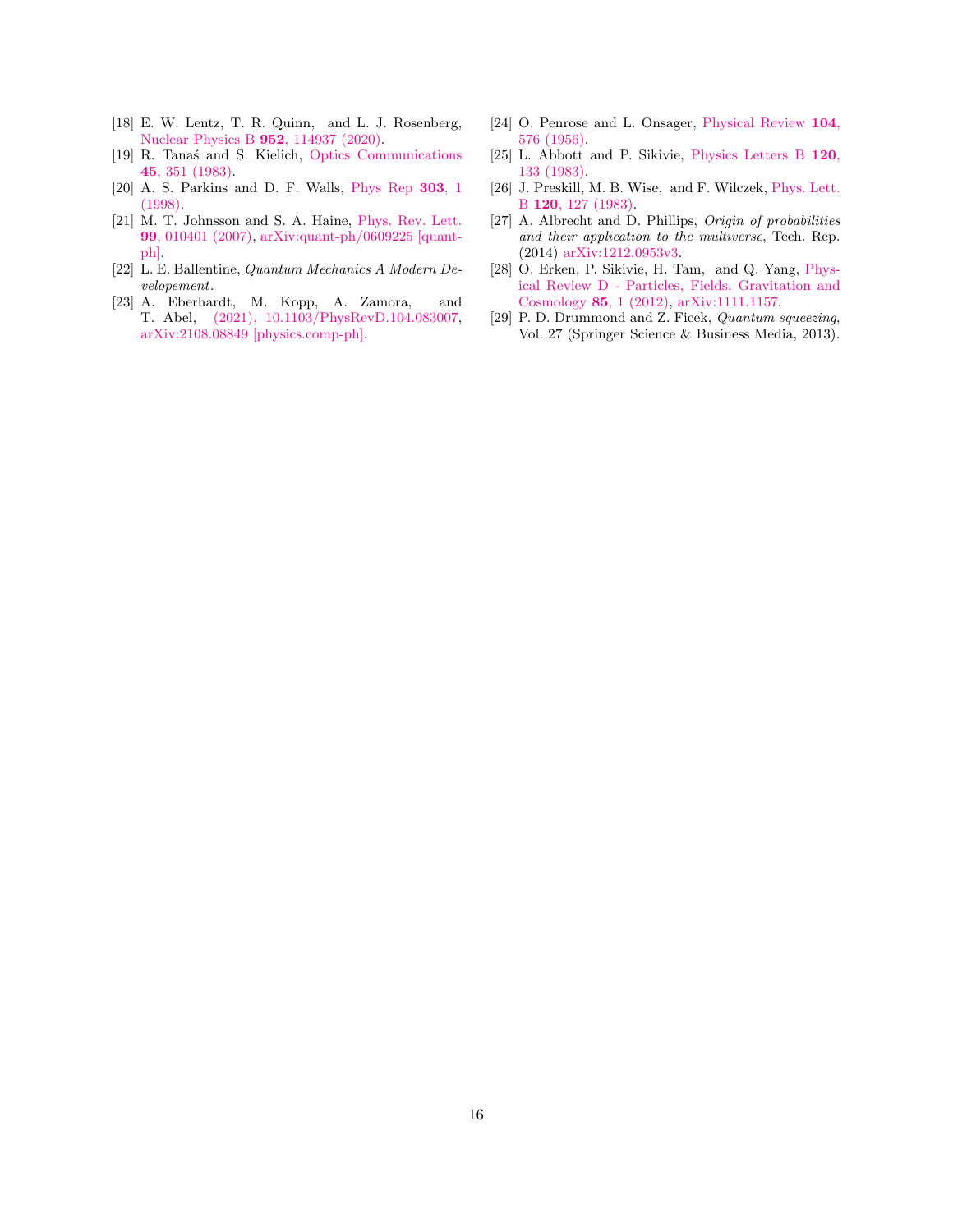[18] E. W. Lentz, T. R. Quinn, and L. J. Rosenberg, Nuclear Physics B **952**, 114937 (2020).

[19] R. Tanaś and S. Kielich, Optics Communications **45**, 351 (1983).

[20] A. S. Parkins and D. F. Walls, Phys Rep **303**, 1 (1998).

[21] M. T. Johnsson and S. A. Haine, Phys. Rev. Lett. **99**, 010401 (2007), arXiv:quant-ph/0609225 [quant-ph].

[22] L. E. Ballentine, *Quantum Mechanics A Modern Developement*.

[23] A. Eberhardt, M. Kopp, A. Zamora, and T. Abel, (2021), 10.1103/PhysRevD.104.083007, arXiv:2108.08849 [physics.comp-ph].

[24] O. Penrose and L. Onsager, Physical Review **104**, 576 (1956).

[25] L. Abbott and P. Sikivie, Physics Letters B **120**, 133 (1983).

[26] J. Preskill, M. B. Wise, and F. Wilczek, Phys. Lett. B **120**, 127 (1983).

[27] A. Albrecht and D. Phillips, *Origin of probabilities and their application to the multiverse*, Tech. Rep. (2014) arXiv:1212.0953v3.

[28] O. Erken, P. Sikivie, H. Tam, and Q. Yang, Physical Review D - Particles, Fields, Gravitation and Cosmology **85**, 1 (2012), arXiv:1111.1157.

[29] P. D. Drummond and Z. Ficek, *Quantum squeezing*, Vol. 27 (Springer Science & Business Media, 2013).